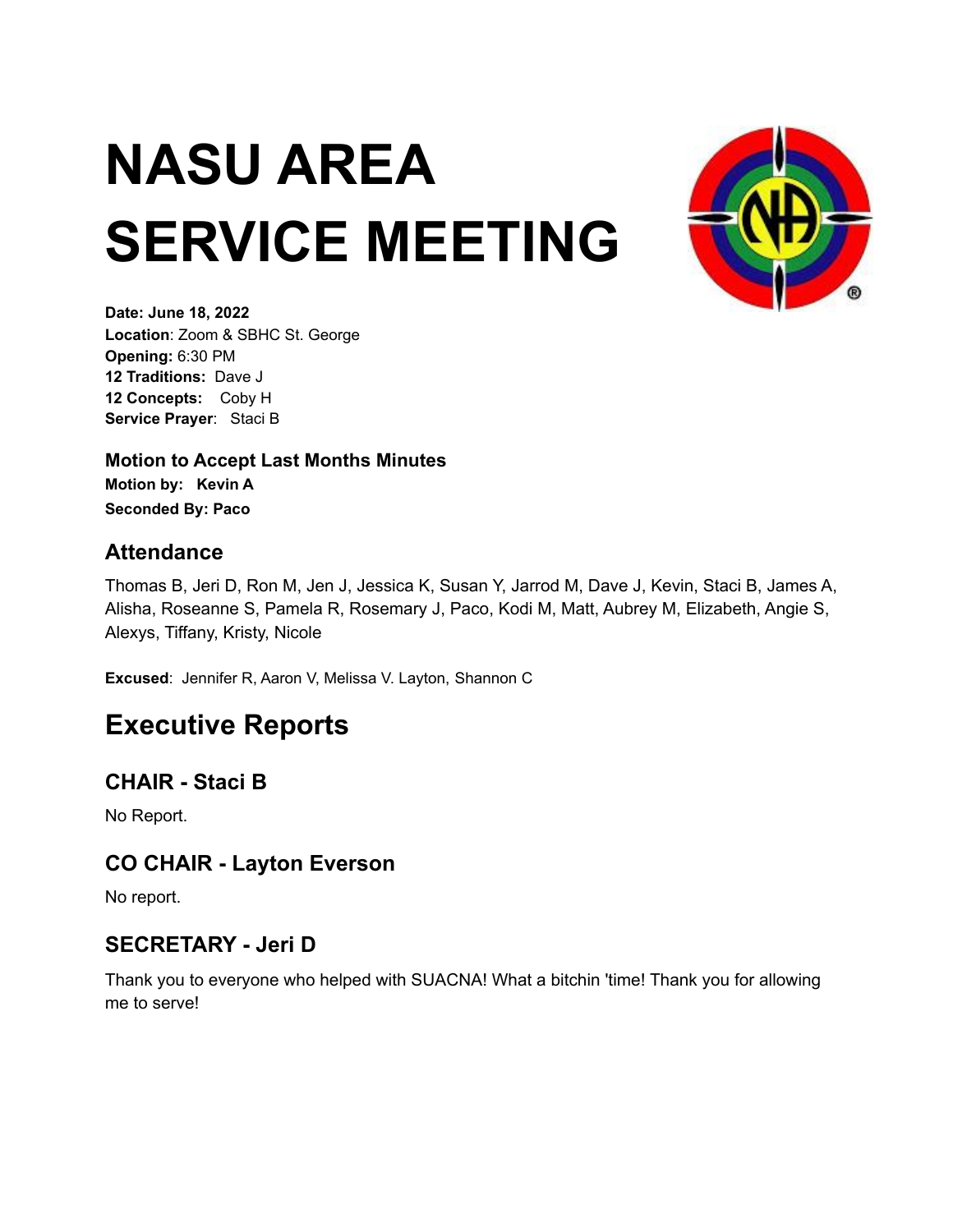# NASU AREA SERVICE MEETING

**Date: June 18, 2022**
**Location**: Zoom & SBHC St. George
**Opening:** 6:30 PM
**12 Traditions:** Dave J
**12 Concepts:** Coby H
**Service Prayer**: Staci B

### Motion to Accept Last Months Minutes

**Motion by: Kevin A**
**Seconded By: Paco**

### Attendance

Thomas B, Jeri D, Ron M, Jen J, Jessica K, Susan Y, Jarrod M, Dave J, Kevin, Staci B, James A, Alisha, Roseanne S, Pamela R, Rosemary J, Paco, Kodi M, Matt, Aubrey M, Elizabeth, Angie S, Alexys, Tiffany, Kristy, Nicole

**Excused**: Jennifer R, Aaron V, Melissa V. Layton, Shannon C

## Executive Reports

### CHAIR - Staci B

No Report.

### CO CHAIR - Layton Everson

No report.

### SECRETARY - Jeri D

Thank you to everyone who helped with SUACNA! What a bitchin 'time! Thank you for allowing me to serve!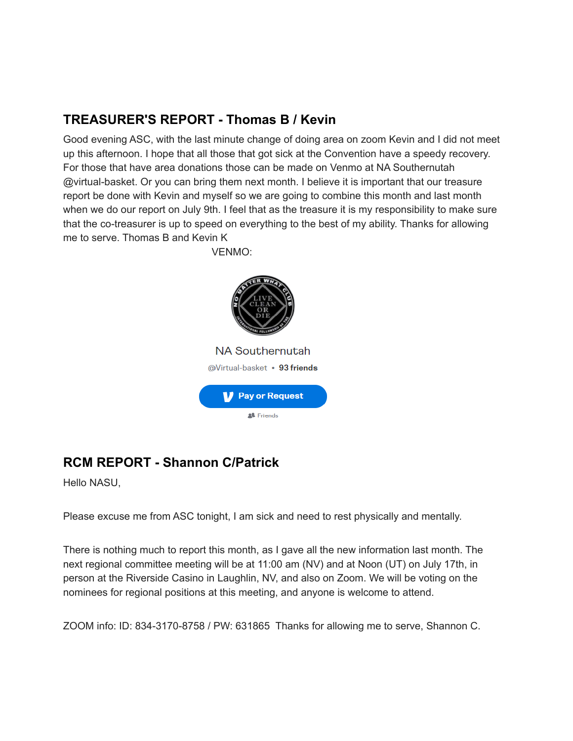## TREASURER'S REPORT - Thomas B / Kevin

Good evening ASC, with the last minute change of doing area on zoom Kevin and I did not meet up this afternoon. I hope that all those that got sick at the Convention have a speedy recovery. For those that have area donations those can be made on Venmo at NA Southernutah @virtual-basket. Or you can bring them next month. I believe it is important that our treasure report be done with Kevin and myself so we are going to combine this month and last month when we do our report on July 9th. I feel that as the treasure it is my responsibility to make sure that the co-treasurer is up to speed on everything to the best of my ability. Thanks for allowing me to serve. Thomas B and Kevin K

VENMO:

NA Southernutah

@Virtual-basket • **93 friends**

**Pay or Request**

Friends

## RCM REPORT - Shannon C/Patrick

Hello NASU,

Please excuse me from ASC tonight, I am sick and need to rest physically and mentally.

There is nothing much to report this month, as I gave all the new information last month. The next regional committee meeting will be at 11:00 am (NV) and at Noon (UT) on July 17th, in person at the Riverside Casino in Laughlin, NV, and also on Zoom. We will be voting on the nominees for regional positions at this meeting, and anyone is welcome to attend.

ZOOM info: ID: 834-3170-8758 / PW: 631865 Thanks for allowing me to serve, Shannon C.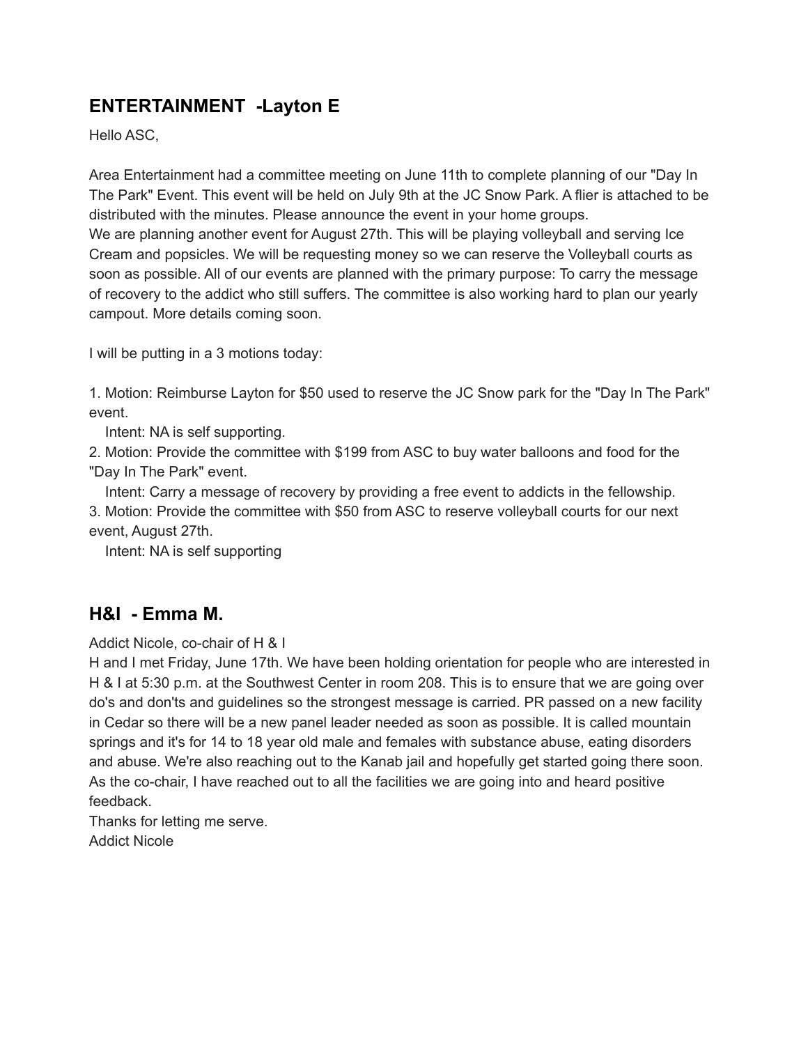## ENTERTAINMENT -Layton E

Hello ASC,

Area Entertainment had a committee meeting on June 11th to complete planning of our "Day In The Park" Event. This event will be held on July 9th at the JC Snow Park. A flier is attached to be distributed with the minutes. Please announce the event in your home groups.
We are planning another event for August 27th. This will be playing volleyball and serving Ice Cream and popsicles. We will be requesting money so we can reserve the Volleyball courts as soon as possible. All of our events are planned with the primary purpose: To carry the message of recovery to the addict who still suffers. The committee is also working hard to plan our yearly campout. More details coming soon.

I will be putting in a 3 motions today:

1. Motion: Reimburse Layton for $50 used to reserve the JC Snow park for the "Day In The Park" event.
   Intent: NA is self supporting.
2. Motion: Provide the committee with $199 from ASC to buy water balloons and food for the "Day In The Park" event.
   Intent: Carry a message of recovery by providing a free event to addicts in the fellowship.
3. Motion: Provide the committee with $50 from ASC to reserve volleyball courts for our next event, August 27th.
   Intent: NA is self supporting

## H&I - Emma M.

Addict Nicole, co-chair of H & I
H and I met Friday, June 17th. We have been holding orientation for people who are interested in H & I at 5:30 p.m. at the Southwest Center in room 208. This is to ensure that we are going over do's and don'ts and guidelines so the strongest message is carried. PR passed on a new facility in Cedar so there will be a new panel leader needed as soon as possible. It is called mountain springs and it's for 14 to 18 year old male and females with substance abuse, eating disorders and abuse. We're also reaching out to the Kanab jail and hopefully get started going there soon. As the co-chair, I have reached out to all the facilities we are going into and heard positive feedback.
Thanks for letting me serve.
Addict Nicole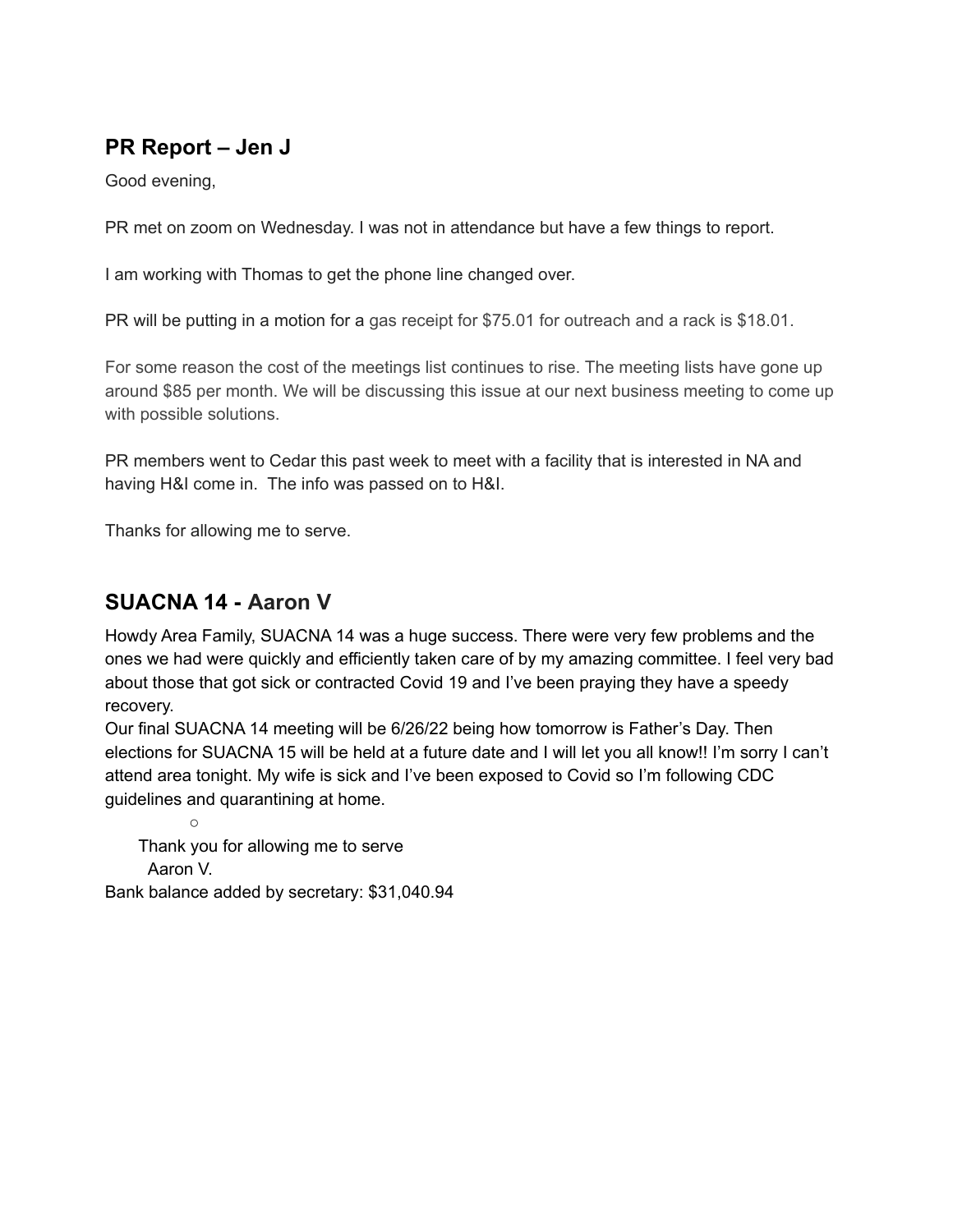## PR Report – Jen J

Good evening,

PR met on zoom on Wednesday. I was not in attendance but have a few things to report.

I am working with Thomas to get the phone line changed over.

PR will be putting in a motion for a gas receipt for $75.01 for outreach and a rack is $18.01.

For some reason the cost of the meetings list continues to rise. The meeting lists have gone up around $85 per month. We will be discussing this issue at our next business meeting to come up with possible solutions.

PR members went to Cedar this past week to meet with a facility that is interested in NA and having H&I come in. The info was passed on to H&I.

Thanks for allowing me to serve.

## SUACNA 14 - Aaron V

Howdy Area Family, SUACNA 14 was a huge success. There were very few problems and the ones we had were quickly and efficiently taken care of by my amazing committee. I feel very bad about those that got sick or contracted Covid 19 and I've been praying they have a speedy recovery.

Our final SUACNA 14 meeting will be 6/26/22 being how tomorrow is Father's Day. Then elections for SUACNA 15 will be held at a future date and I will let you all know!! I'm sorry I can't attend area tonight. My wife is sick and I've been exposed to Covid so I'm following CDC guidelines and quarantining at home.

Thank you for allowing me to serve
Aaron V.

Bank balance added by secretary: $31,040.94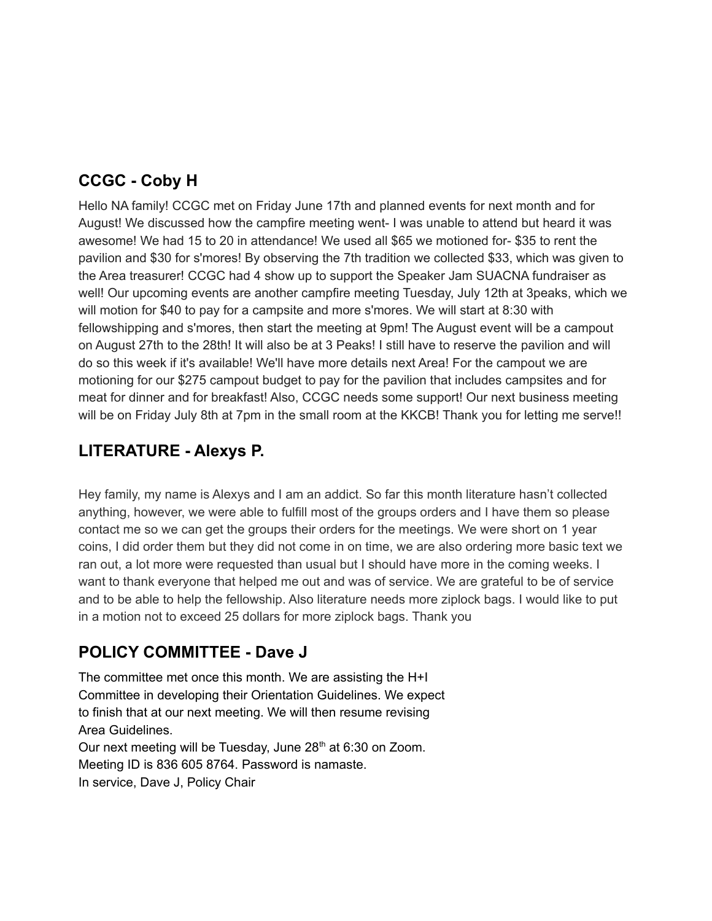## CCGC - Coby H

Hello NA family! CCGC met on Friday June 17th and planned events for next month and for August! We discussed how the campfire meeting went- I was unable to attend but heard it was awesome! We had 15 to 20 in attendance! We used all $65 we motioned for- $35 to rent the pavilion and $30 for s'mores! By observing the 7th tradition we collected $33, which was given to the Area treasurer! CCGC had 4 show up to support the Speaker Jam SUACNA fundraiser as well! Our upcoming events are another campfire meeting Tuesday, July 12th at 3peaks, which we will motion for $40 to pay for a campsite and more s'mores. We will start at 8:30 with fellowshipping and s'mores, then start the meeting at 9pm! The August event will be a campout on August 27th to the 28th! It will also be at 3 Peaks! I still have to reserve the pavilion and will do so this week if it's available! We'll have more details next Area! For the campout we are motioning for our $275 campout budget to pay for the pavilion that includes campsites and for meat for dinner and for breakfast! Also, CCGC needs some support! Our next business meeting will be on Friday July 8th at 7pm in the small room at the KKCB! Thank you for letting me serve!!

## LITERATURE - Alexys P.

Hey family, my name is Alexys and I am an addict. So far this month literature hasn't collected anything, however, we were able to fulfill most of the groups orders and I have them so please contact me so we can get the groups their orders for the meetings. We were short on 1 year coins, I did order them but they did not come in on time, we are also ordering more basic text we ran out, a lot more were requested than usual but I should have more in the coming weeks. I want to thank everyone that helped me out and was of service. We are grateful to be of service and to be able to help the fellowship. Also literature needs more ziplock bags. I would like to put in a motion not to exceed 25 dollars for more ziplock bags. Thank you

## POLICY COMMITTEE - Dave J

The committee met once this month. We are assisting the H+I Committee in developing their Orientation Guidelines. We expect to finish that at our next meeting. We will then resume revising Area Guidelines.

Our next meeting will be Tuesday, June 28th at 6:30 on Zoom.
Meeting ID is 836 605 8764. Password is namaste.
In service, Dave J, Policy Chair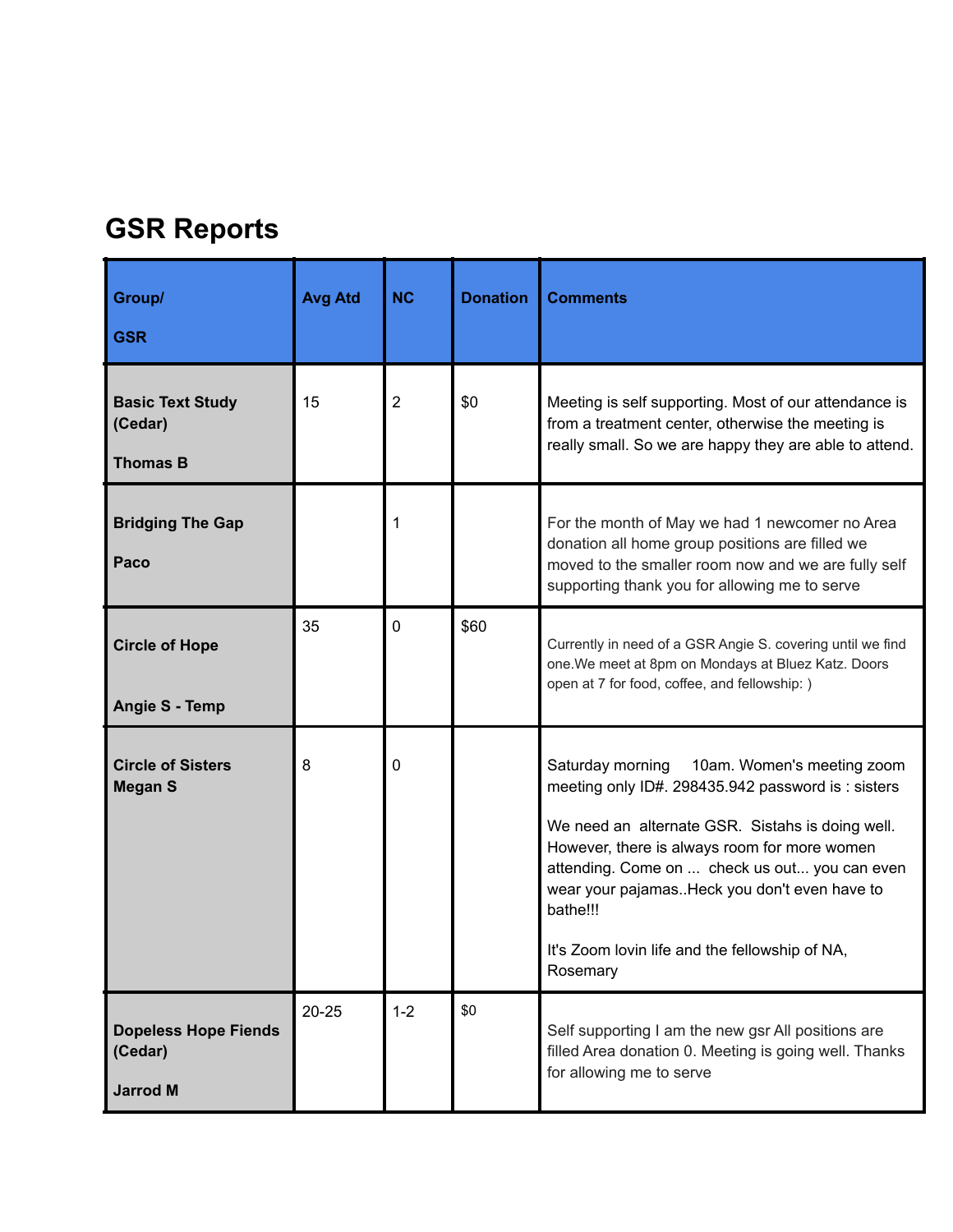# GSR Reports

| Group/ GSR | Avg Atd | NC | Donation | Comments |
|---|---|---|---|---|
| **Basic Text Study (Cedar)** **Thomas B** | 15 | 2 | $0 | Meeting is self supporting. Most of our attendance is from a treatment center, otherwise the meeting is really small. So we are happy they are able to attend. |
| **Bridging The Gap** **Paco** | | 1 | | For the month of May we had 1 newcomer no Area donation all home group positions are filled we moved to the smaller room now and we are fully self supporting thank you for allowing me to serve |
| **Circle of Hope** **Angie S - Temp** | 35 | 0 | $60 | Currently in need of a GSR Angie S. covering until we find one.We meet at 8pm on Mondays at Bluez Katz. Doors open at 7 for food, coffee, and fellowship: ) |
| **Circle of Sisters Megan S** | 8 | 0 | | Saturday morning 10am. Women's meeting zoom meeting only ID#. 298435.942 password is : sisters<br><br>We need an alternate GSR. Sistahs is doing well. However, there is always room for more women attending. Come on ... check us out... you can even wear your pajamas..Heck you don't even have to bathe!!!<br><br>It's Zoom lovin life and the fellowship of NA, Rosemary |
| **Dopeless Hope Fiends (Cedar)** **Jarrod M** | 20-25 | 1-2 | $0 | Self supporting I am the new gsr All positions are filled Area donation 0. Meeting is going well. Thanks for allowing me to serve |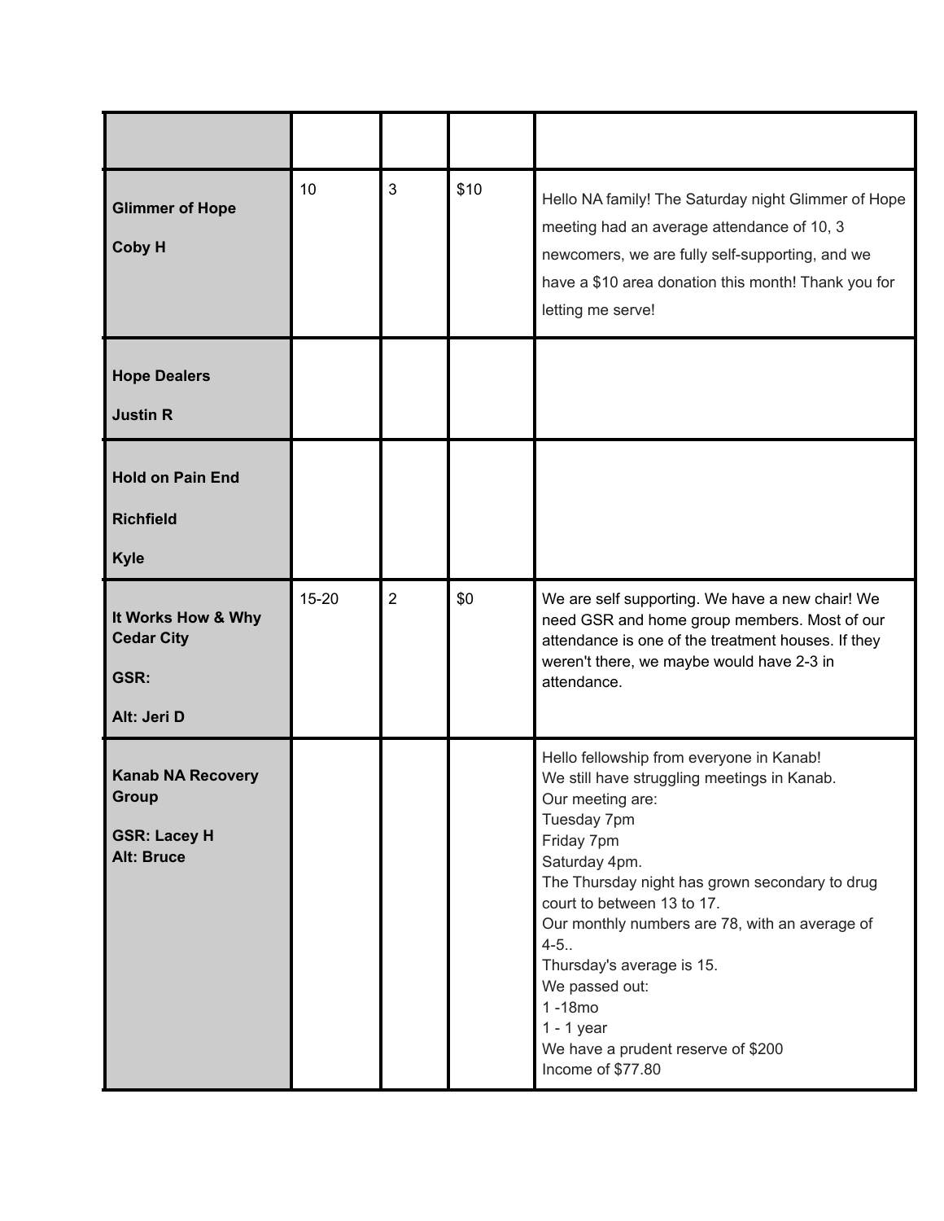| | | | | |
|---|---|---|---|---|
| **Glimmer of Hope**<br><br>**Coby H** | 10 | 3 | $10 | Hello NA family! The Saturday night Glimmer of Hope meeting had an average attendance of 10, 3 newcomers, we are fully self-supporting, and we have a $10 area donation this month! Thank you for letting me serve! |
| **Hope Dealers**<br><br>**Justin R** | | | | |
| **Hold on Pain End**<br><br>**Richfield**<br><br>**Kyle** | | | | |
| **It Works How & Why Cedar City**<br><br>**GSR:**<br><br>**Alt: Jeri D** | 15-20 | 2 | $0 | We are self supporting. We have a new chair! We need GSR and home group members. Most of our attendance is one of the treatment houses. If they weren't there, we maybe would have 2-3 in attendance. |
| **Kanab NA Recovery Group**<br><br>**GSR: Lacey H**<br>**Alt: Bruce** | | | | Hello fellowship from everyone in Kanab!<br>We still have struggling meetings in Kanab.<br>Our meeting are:<br>Tuesday 7pm<br>Friday 7pm<br>Saturday 4pm.<br>The Thursday night has grown secondary to drug court to between 13 to 17.<br>Our monthly numbers are 78, with an average of 4-5..<br>Thursday's average is 15.<br>We passed out:<br>1 -18mo<br>1 - 1 year<br>We have a prudent reserve of $200<br>Income of $77.80 |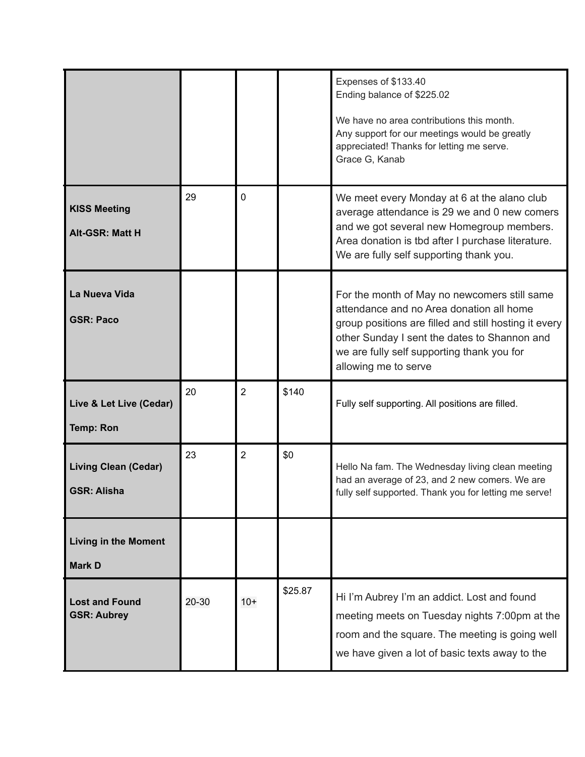| | | | | |
|---|---|---|---|---|
| | | | | Expenses of $133.40<br>Ending balance of $225.02<br><br>We have no area contributions this month.<br>Any support for our meetings would be greatly appreciated! Thanks for letting me serve.<br>Grace G, Kanab |
| **KISS Meeting**<br><br>**Alt-GSR: Matt H** | 29 | 0 | | We meet every Monday at 6 at the alano club average attendance is 29 we and 0 new comers and we got several new Homegroup members. Area donation is tbd after I purchase literature. We are fully self supporting thank you. |
| **La Nueva Vida**<br><br>**GSR: Paco** | | | | For the month of May no newcomers still same attendance and no Area donation all home group positions are filled and still hosting it every other Sunday I sent the dates to Shannon and we are fully self supporting thank you for allowing me to serve |
| **Live & Let Live (Cedar)**<br><br>**Temp: Ron** | 20 | 2 | $140 | Fully self supporting. All positions are filled. |
| **Living Clean (Cedar)**<br><br>**GSR: Alisha** | 23 | 2 | $0 | Hello Na fam. The Wednesday living clean meeting had an average of 23, and 2 new comers. We are fully self supported. Thank you for letting me serve! |
| **Living in the Moment**<br><br>**Mark D** | | | | |
| **Lost and Found**<br>**GSR: Aubrey** | 20-30 | 10+ | $25.87 | Hi I'm Aubrey I'm an addict. Lost and found meeting meets on Tuesday nights 7:00pm at the room and the square. The meeting is going well we have given a lot of basic texts away to the |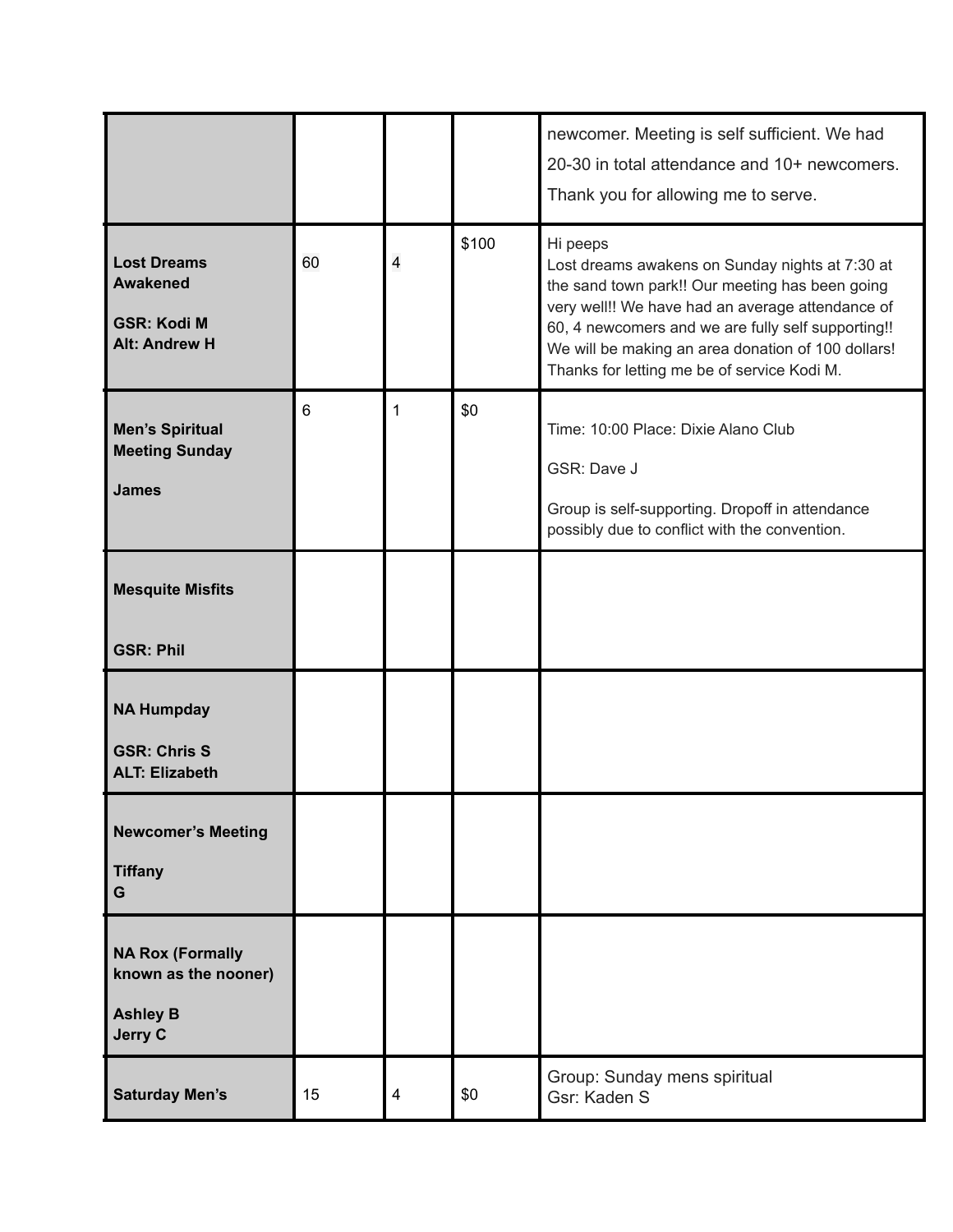| | | | | |
|---|---|---|---|---|
| | | | | newcomer. Meeting is self sufficient. We had 20-30 in total attendance and 10+ newcomers. Thank you for allowing me to serve. |
| **Lost Dreams Awakened**<br><br>**GSR: Kodi M**<br>**Alt: Andrew H** | 60 | 4 | $100 | Hi peeps<br>Lost dreams awakens on Sunday nights at 7:30 at the sand town park!! Our meeting has been going very well!! We have had an average attendance of 60, 4 newcomers and we are fully self supporting!! We will be making an area donation of 100 dollars! Thanks for letting me be of service Kodi M. |
| **Men's Spiritual Meeting Sunday**<br><br>**James** | 6 | 1 | $0 | Time: 10:00 Place: Dixie Alano Club<br><br>GSR: Dave J<br><br>Group is self-supporting. Dropoff in attendance possibly due to conflict with the convention. |
| **Mesquite Misfits**<br><br>**GSR: Phil** | | | | |
| **NA Humpday**<br><br>**GSR: Chris S**<br>**ALT: Elizabeth** | | | | |
| **Newcomer's Meeting**<br><br>**Tiffany G** | | | | |
| **NA Rox (Formally known as the nooner)**<br><br>**Ashley B**<br>**Jerry C** | | | | |
| **Saturday Men's** | 15 | 4 | $0 | Group: Sunday mens spiritual<br>Gsr: Kaden S |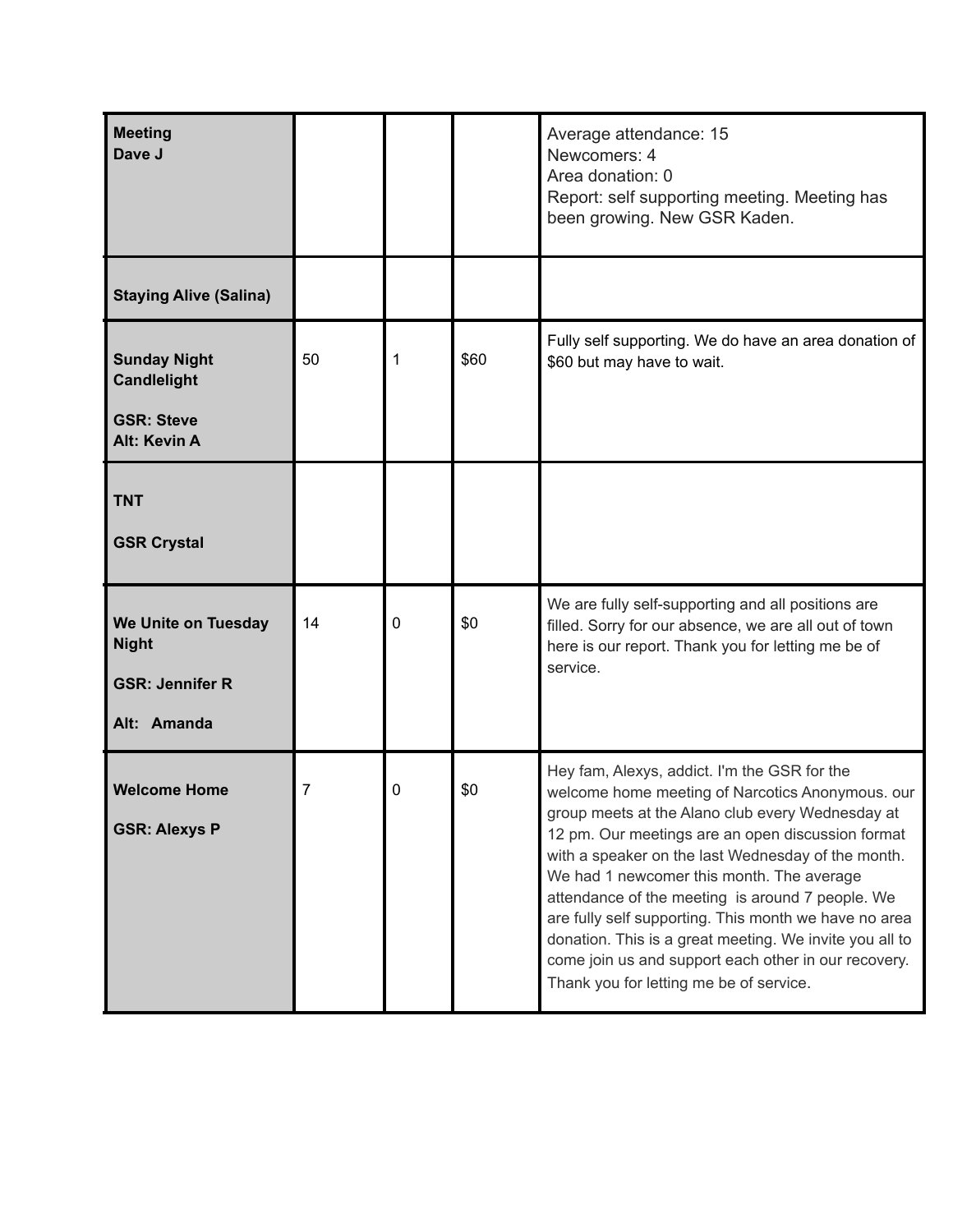| | | | | |
|---|---|---|---|---|
| **Meeting**<br>**Dave J** | | | | Average attendance: 15<br>Newcomers: 4<br>Area donation: 0<br>Report: self supporting meeting. Meeting has been growing. New GSR Kaden. |
| **Staying Alive (Salina)** | | | | |
| **Sunday Night Candlelight**<br><br>**GSR: Steve**<br>**Alt: Kevin A** | 50 | 1 | $60 | Fully self supporting. We do have an area donation of $60 but may have to wait. |
| **TNT**<br><br>**GSR Crystal** | | | | |
| **We Unite on Tuesday Night**<br><br>**GSR: Jennifer R**<br><br>**Alt: Amanda** | 14 | 0 | $0 | We are fully self-supporting and all positions are filled. Sorry for our absence, we are all out of town here is our report. Thank you for letting me be of service. |
| **Welcome Home**<br><br>**GSR: Alexys P** | 7 | 0 | $0 | Hey fam, Alexys, addict. I'm the GSR for the welcome home meeting of Narcotics Anonymous. our group meets at the Alano club every Wednesday at 12 pm. Our meetings are an open discussion format with a speaker on the last Wednesday of the month. We had 1 newcomer this month. The average attendance of the meeting is around 7 people. We are fully self supporting. This month we have no area donation. This is a great meeting. We invite you all to come join us and support each other in our recovery. Thank you for letting me be of service. |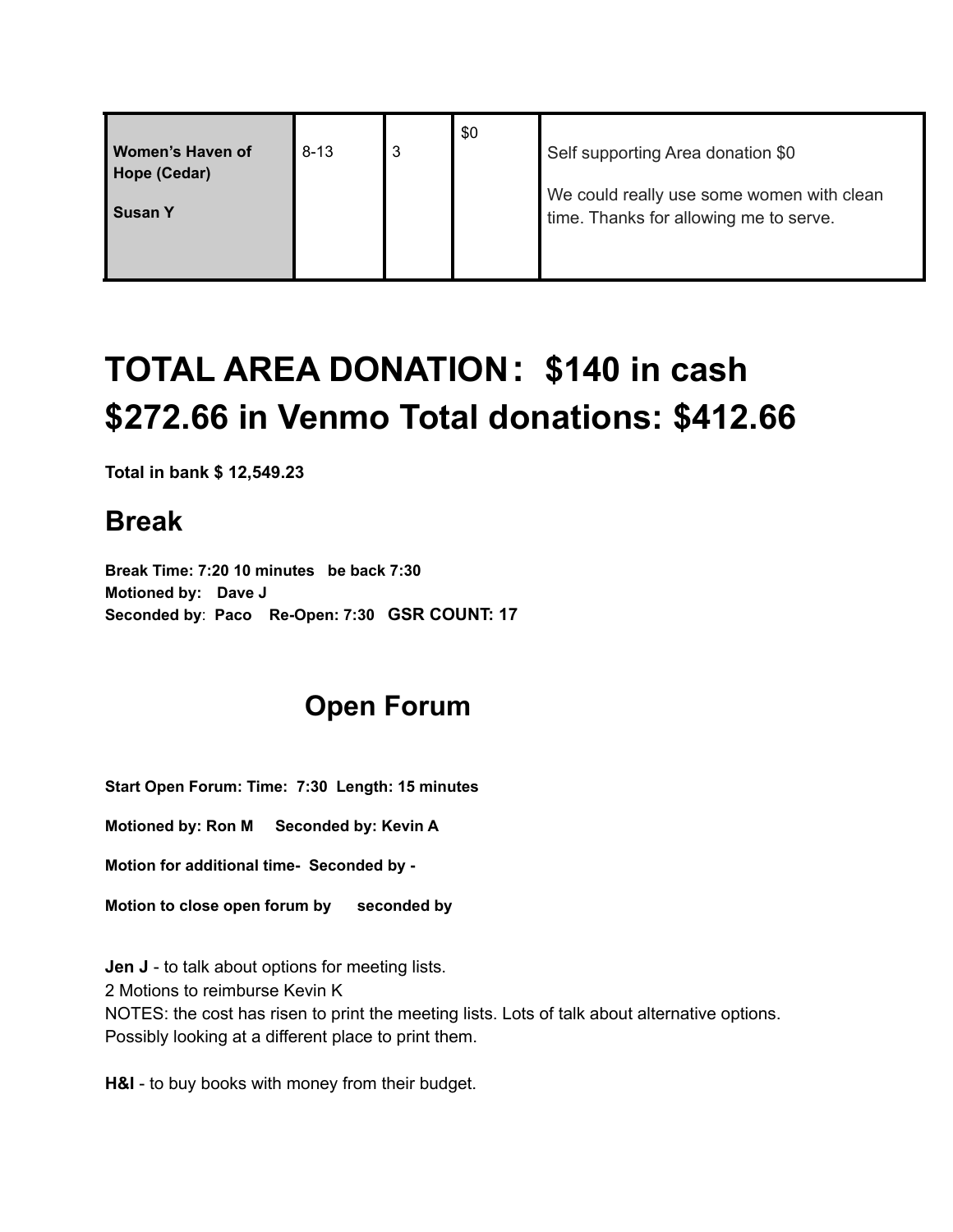| | | | | |
|---|---|---|---|---|
| **Women's Haven of Hope (Cedar)**<br><br>**Susan Y** | 8-13 | 3 | $0 | Self supporting Area donation $0<br><br>We could really use some women with clean time. Thanks for allowing me to serve. |

# TOTAL AREA DONATION： $140 in cash $272.66 in Venmo Total donations: $412.66

**Total in bank $ 12,549.23**

## Break

**Break Time: 7:20 10 minutes   be back 7:30**
**Motioned by:   Dave J**
**Seconded by: Paco   Re-Open: 7:30   GSR COUNT: 17**

## Open Forum

**Start Open Forum: Time: 7:30 Length: 15 minutes**

**Motioned by: Ron M    Seconded by: Kevin A**

**Motion for additional time- Seconded by -**

**Motion to close open forum by    seconded by**

**Jen J** - to talk about options for meeting lists.
2 Motions to reimburse Kevin K
NOTES: the cost has risen to print the meeting lists. Lots of talk about alternative options. Possibly looking at a different place to print them.

**H&I** - to buy books with money from their budget.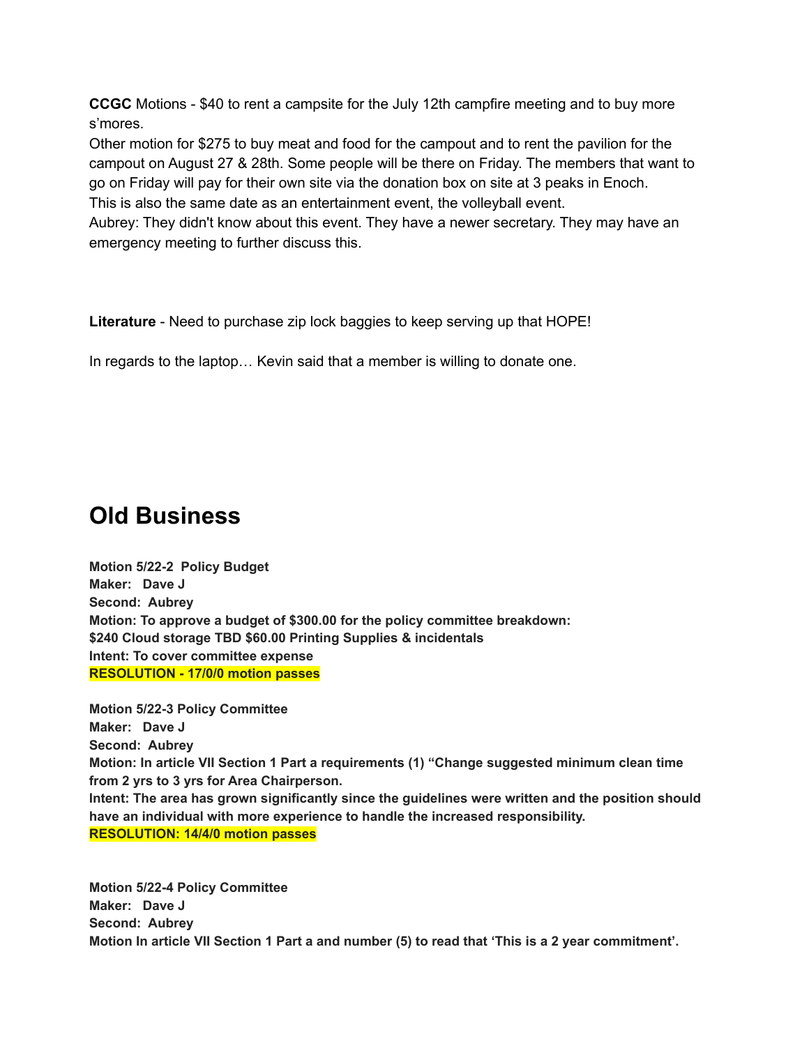**CCGC** Motions - $40 to rent a campsite for the July 12th campfire meeting and to buy more s'mores.
Other motion for $275 to buy meat and food for the campout and to rent the pavilion for the campout on August 27 & 28th. Some people will be there on Friday. The members that want to go on Friday will pay for their own site via the donation box on site at 3 peaks in Enoch.
This is also the same date as an entertainment event, the volleyball event.
Aubrey: They didn't know about this event. They have a newer secretary. They may have an emergency meeting to further discuss this.

**Literature** - Need to purchase zip lock baggies to keep serving up that HOPE!

In regards to the laptop… Kevin said that a member is willing to donate one.

# Old Business

**Motion 5/22-2 Policy Budget**
**Maker: Dave J**
**Second: Aubrey**
**Motion: To approve a budget of $300.00 for the policy committee breakdown:**
**$240 Cloud storage TBD $60.00 Printing Supplies & incidentals**
**Intent: To cover committee expense**
**RESOLUTION - 17/0/0 motion passes**

**Motion 5/22-3 Policy Committee**
**Maker: Dave J**
**Second: Aubrey**
**Motion: In article VII Section 1 Part a requirements (1) "Change suggested minimum clean time from 2 yrs to 3 yrs for Area Chairperson.**
**Intent: The area has grown significantly since the guidelines were written and the position should have an individual with more experience to handle the increased responsibility.**
**RESOLUTION: 14/4/0 motion passes**

**Motion 5/22-4 Policy Committee**
**Maker: Dave J**
**Second: Aubrey**
**Motion In article VII Section 1 Part a and number (5) to read that 'This is a 2 year commitment'.**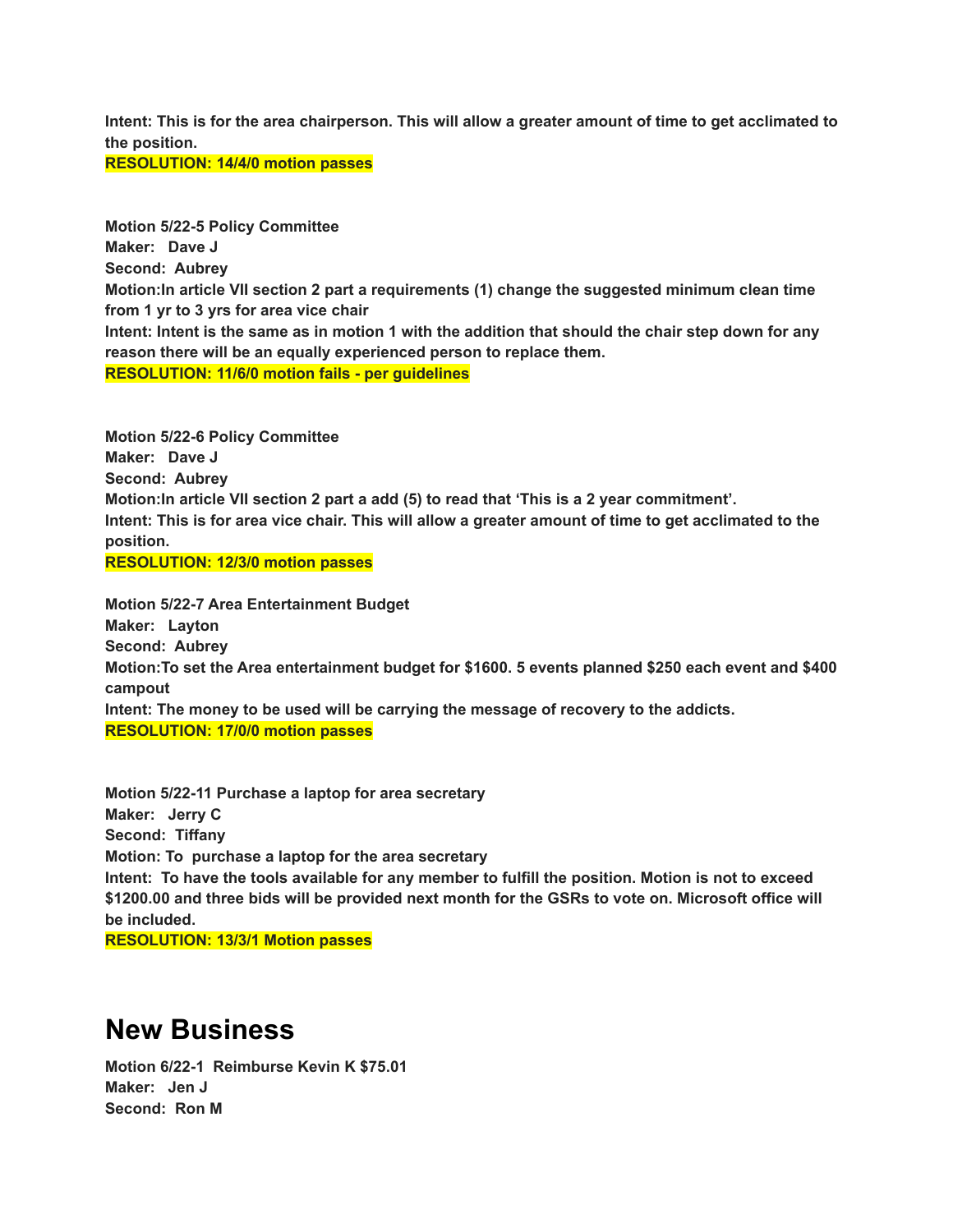**Intent: This is for the area chairperson. This will allow a greater amount of time to get acclimated to the position.**
**RESOLUTION: 14/4/0 motion passes**

**Motion 5/22-5 Policy Committee**
**Maker: Dave J**
**Second: Aubrey**
**Motion:In article VII section 2 part a requirements (1) change the suggested minimum clean time from 1 yr to 3 yrs for area vice chair**
**Intent: Intent is the same as in motion 1 with the addition that should the chair step down for any reason there will be an equally experienced person to replace them.**
**RESOLUTION: 11/6/0 motion fails - per guidelines**

**Motion 5/22-6 Policy Committee**
**Maker: Dave J**
**Second: Aubrey**
**Motion:In article VII section 2 part a add (5) to read that 'This is a 2 year commitment'.**
**Intent: This is for area vice chair. This will allow a greater amount of time to get acclimated to the position.**
**RESOLUTION: 12/3/0 motion passes**

**Motion 5/22-7 Area Entertainment Budget**
**Maker: Layton**
**Second: Aubrey**
**Motion:To set the Area entertainment budget for $1600. 5 events planned $250 each event and $400 campout**
**Intent: The money to be used will be carrying the message of recovery to the addicts.**
**RESOLUTION: 17/0/0 motion passes**

**Motion 5/22-11 Purchase a laptop for area secretary**
**Maker: Jerry C**
**Second: Tiffany**
**Motion: To purchase a laptop for the area secretary**
**Intent: To have the tools available for any member to fulfill the position. Motion is not to exceed $1200.00 and three bids will be provided next month for the GSRs to vote on. Microsoft office will be included.**
**RESOLUTION: 13/3/1 Motion passes**

# New Business

**Motion 6/22-1 Reimburse Kevin K $75.01**
**Maker: Jen J**
**Second: Ron M**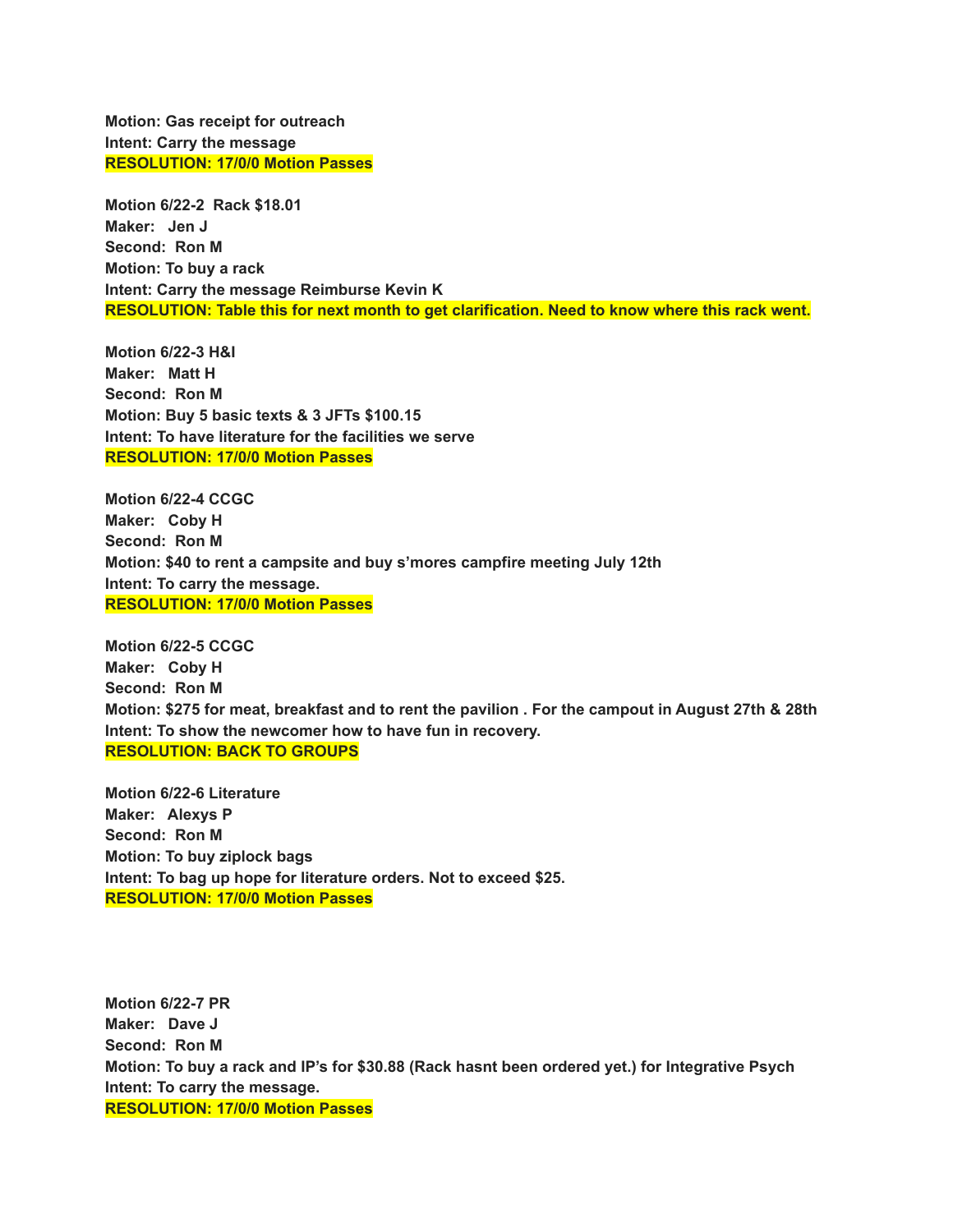**Motion: Gas receipt for outreach**
**Intent: Carry the message**
**RESOLUTION: 17/0/0 Motion Passes**

**Motion 6/22-2 Rack $18.01**
**Maker: Jen J**
**Second: Ron M**
**Motion: To buy a rack**
**Intent: Carry the message Reimburse Kevin K**
**RESOLUTION: Table this for next month to get clarification. Need to know where this rack went.**

**Motion 6/22-3 H&I**
**Maker: Matt H**
**Second: Ron M**
**Motion: Buy 5 basic texts & 3 JFTs $100.15**
**Intent: To have literature for the facilities we serve**
**RESOLUTION: 17/0/0 Motion Passes**

**Motion 6/22-4 CCGC**
**Maker: Coby H**
**Second: Ron M**
**Motion: $40 to rent a campsite and buy s'mores campfire meeting July 12th**
**Intent: To carry the message.**
**RESOLUTION: 17/0/0 Motion Passes**

**Motion 6/22-5 CCGC**
**Maker: Coby H**
**Second: Ron M**
**Motion: $275 for meat, breakfast and to rent the pavilion . For the campout in August 27th & 28th**
**Intent: To show the newcomer how to have fun in recovery.**
**RESOLUTION: BACK TO GROUPS**

**Motion 6/22-6 Literature**
**Maker: Alexys P**
**Second: Ron M**
**Motion: To buy ziplock bags**
**Intent: To bag up hope for literature orders. Not to exceed $25.**
**RESOLUTION: 17/0/0 Motion Passes**

**Motion 6/22-7 PR**
**Maker: Dave J**
**Second: Ron M**
**Motion: To buy a rack and IP's for $30.88 (Rack hasnt been ordered yet.) for Integrative Psych**
**Intent: To carry the message.**
**RESOLUTION: 17/0/0 Motion Passes**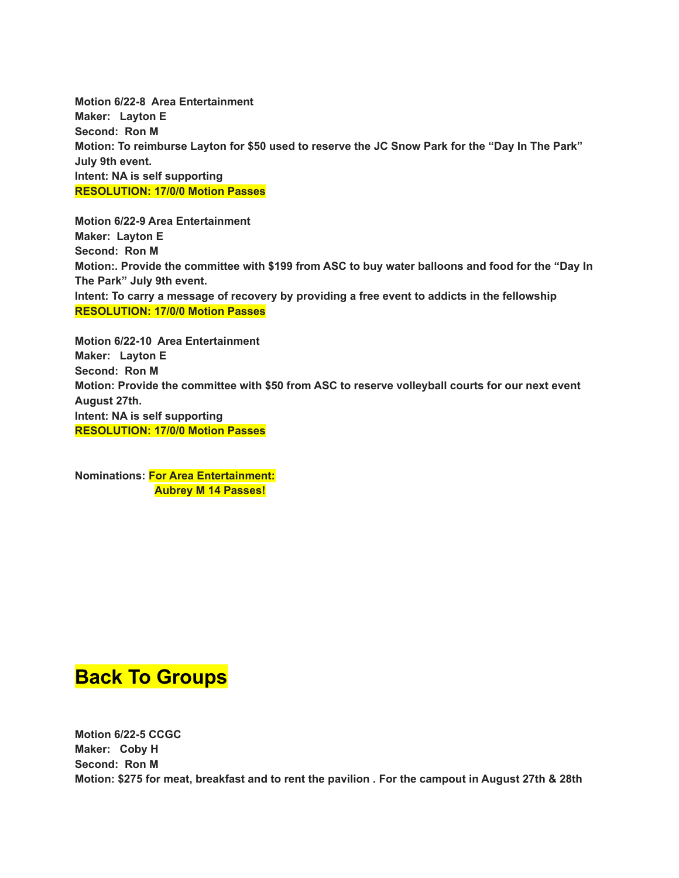**Motion 6/22-8 Area Entertainment**
**Maker: Layton E**
**Second: Ron M**
**Motion: To reimburse Layton for $50 used to reserve the JC Snow Park for the "Day In The Park" July 9th event.**
**Intent: NA is self supporting**
**RESOLUTION: 17/0/0 Motion Passes**

**Motion 6/22-9 Area Entertainment**
**Maker: Layton E**
**Second: Ron M**
**Motion:. Provide the committee with $199 from ASC to buy water balloons and food for the "Day In The Park" July 9th event.**
**Intent: To carry a message of recovery by providing a free event to addicts in the fellowship**
**RESOLUTION: 17/0/0 Motion Passes**

**Motion 6/22-10 Area Entertainment**
**Maker: Layton E**
**Second: Ron M**
**Motion: Provide the committee with $50 from ASC to reserve volleyball courts for our next event August 27th.**
**Intent: NA is self supporting**
**RESOLUTION: 17/0/0 Motion Passes**

**Nominations: For Area Entertainment:**
**Aubrey M 14 Passes!**

# Back To Groups

**Motion 6/22-5 CCGC**
**Maker: Coby H**
**Second: Ron M**
**Motion: $275 for meat, breakfast and to rent the pavilion . For the campout in August 27th & 28th**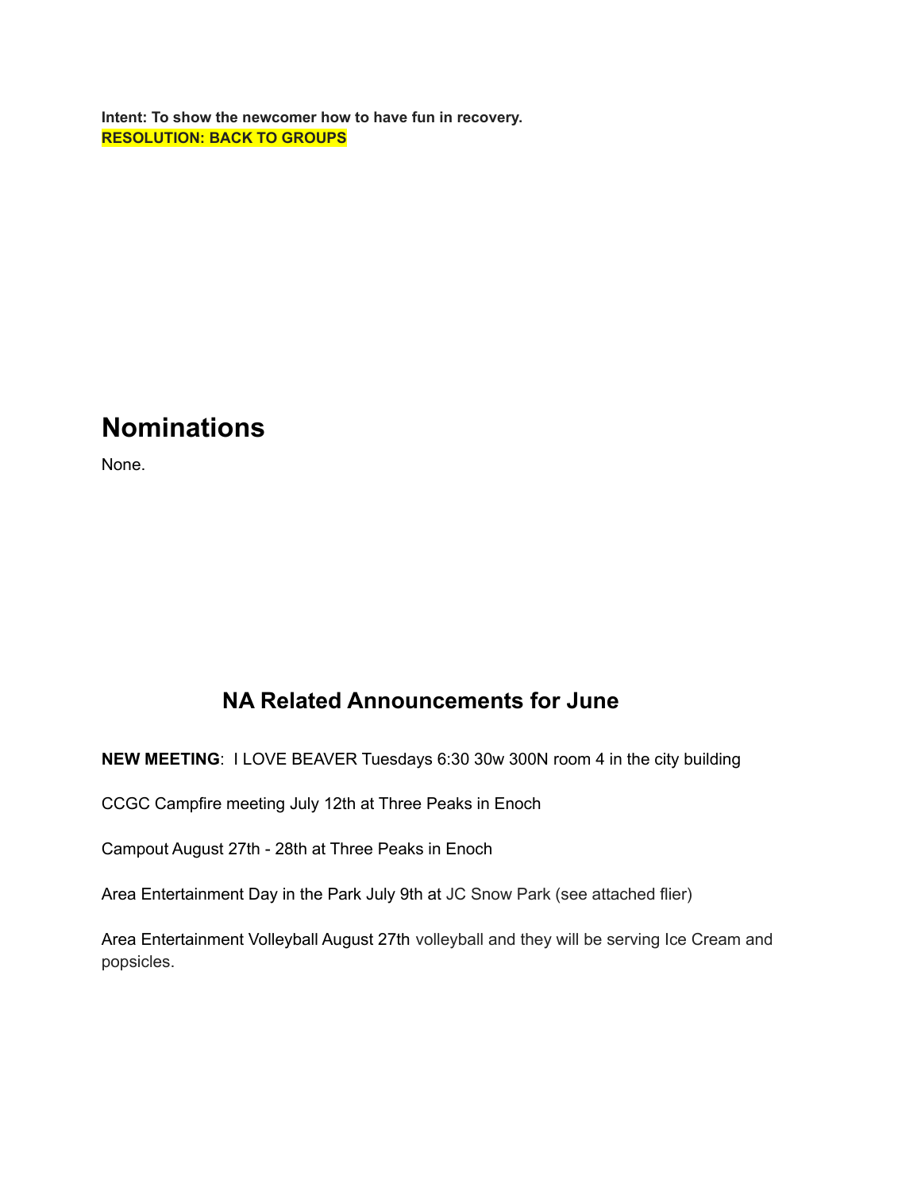**Intent: To show the newcomer how to have fun in recovery.**
**RESOLUTION: BACK TO GROUPS**

# Nominations

None.

## NA Related Announcements for June

**NEW MEETING**: I LOVE BEAVER Tuesdays 6:30 30w 300N room 4 in the city building

CCGC Campfire meeting July 12th at Three Peaks in Enoch

Campout August 27th - 28th at Three Peaks in Enoch

Area Entertainment Day in the Park July 9th at JC Snow Park (see attached flier)

Area Entertainment Volleyball August 27th volleyball and they will be serving Ice Cream and popsicles.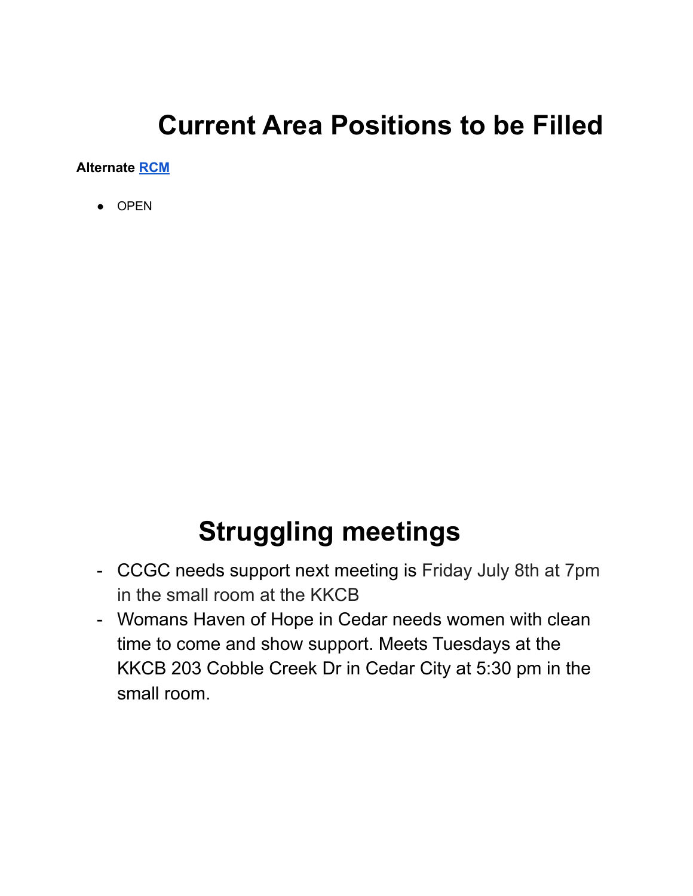# Current Area Positions to be Filled

**Alternate RCM**

- OPEN

# Struggling meetings

- CCGC needs support next meeting is Friday July 8th at 7pm in the small room at the KKCB
- Womans Haven of Hope in Cedar needs women with clean time to come and show support. Meets Tuesdays at the KKCB 203 Cobble Creek Dr in Cedar City at 5:30 pm in the small room.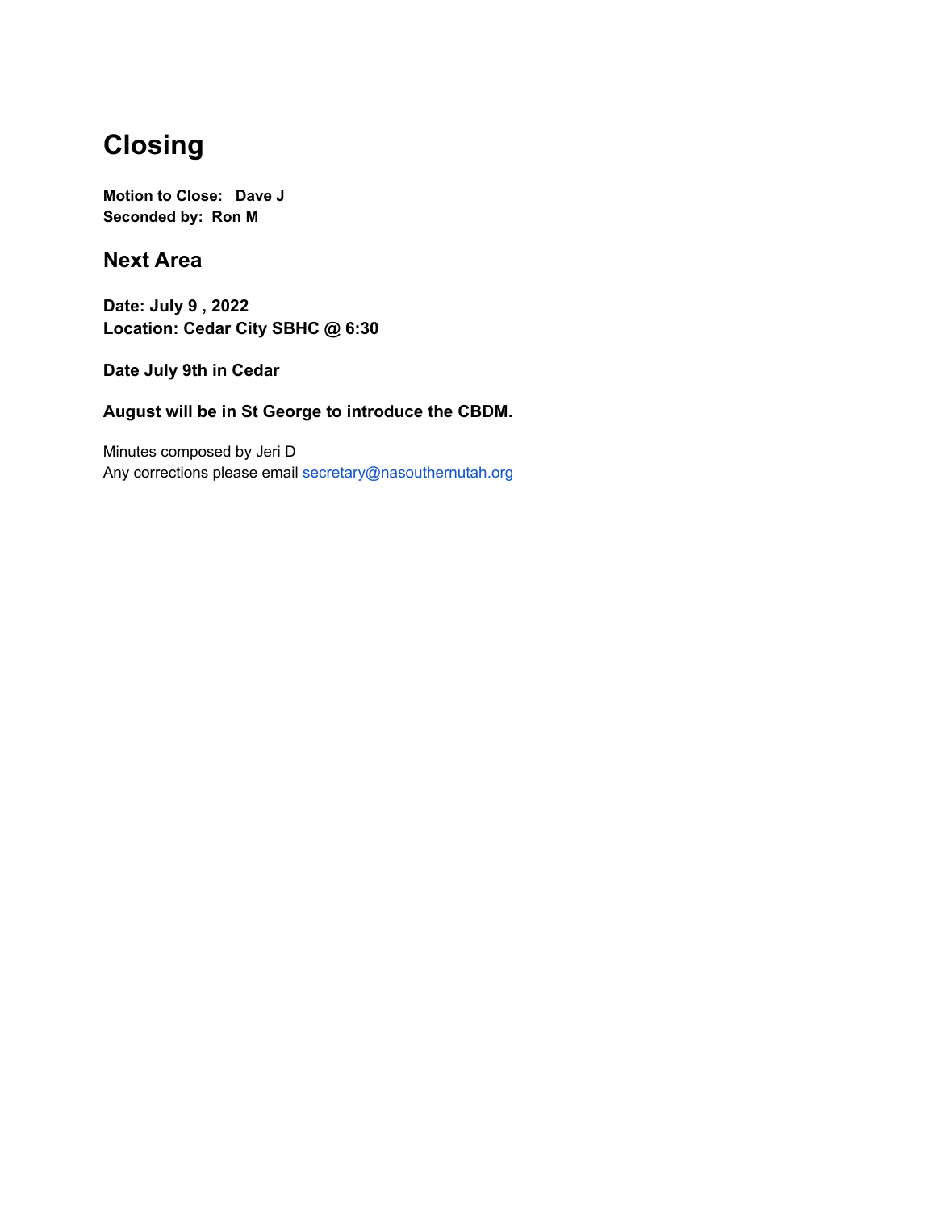# Closing

**Motion to Close: Dave J**
**Seconded by: Ron M**

## Next Area

**Date: July 9 , 2022**
**Location: Cedar City SBHC @ 6:30**

**Date July 9th in Cedar**

**August will be in St George to introduce the CBDM.**

Minutes composed by Jeri D
Any corrections please email secretary@nasouthernutah.org